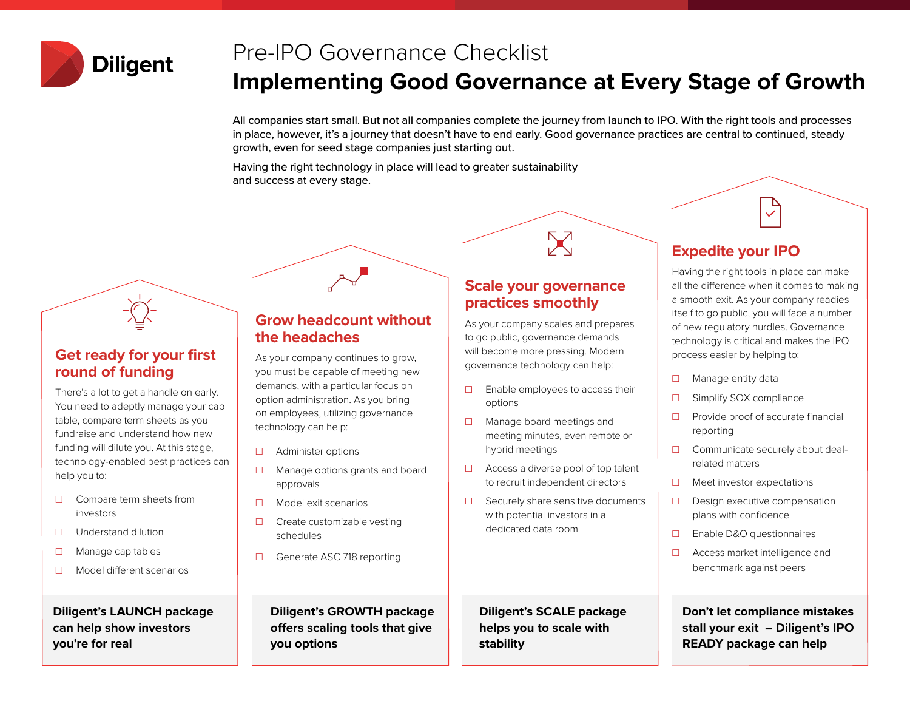Diligent

# Pre-IPO Governance Checklist

## Implementing Good Governance at Every Stage of Growth

All companies start small. But not all companies complete the journey from launch to IPO. With the right tools and processes in place, however, it's a journey that doesn't have to end early. Good governance practices are central to continued, steady growth, even for seed stage companies just starting out.

Having the right technology in place will lead to greater sustainability and success at every stage.

### Get ready for your first round of funding

There's a lot to get a handle on early. You need to adeptly manage your cap table, compare term sheets as you fundraise and understand how new funding will dilute you. At this stage, technology-enabled best practices can help you to:

- ☐ Compare term sheets from investors
- ☐ Understand dilution
- ☐ Manage cap tables
- ☐ Model different scenarios

**Diligent's LAUNCH package can help show investors you're for real**

### Grow headcount without the headaches

As your company continues to grow, you must be capable of meeting new demands, with a particular focus on option administration. As you bring on employees, utilizing governance technology can help:

- ☐ Administer options
- ☐ Manage options grants and board approvals
- ☐ Model exit scenarios
- ☐ Create customizable vesting schedules
- ☐ Generate ASC 718 reporting

**Diligent's GROWTH package offers scaling tools that give you options**

### Scale your governance practices smoothly

As your company scales and prepares to go public, governance demands will become more pressing. Modern governance technology can help:

- ☐ Enable employees to access their options
- ☐ Manage board meetings and meeting minutes, even remote or hybrid meetings
- ☐ Access a diverse pool of top talent to recruit independent directors
- ☐ Securely share sensitive documents with potential investors in a dedicated data room

**Diligent's SCALE package helps you to scale with stability**

### Expedite your IPO

Having the right tools in place can make all the difference when it comes to making a smooth exit. As your company readies itself to go public, you will face a number of new regulatory hurdles. Governance technology is critical and makes the IPO process easier by helping to:

- ☐ Manage entity data
- ☐ Simplify SOX compliance
- ☐ Provide proof of accurate financial reporting
- ☐ Communicate securely about deal-related matters
- ☐ Meet investor expectations
- ☐ Design executive compensation plans with confidence
- ☐ Enable D&O questionnaires
- ☐ Access market intelligence and benchmark against peers

**Don't let compliance mistakes stall your exit – Diligent's IPO READY package can help**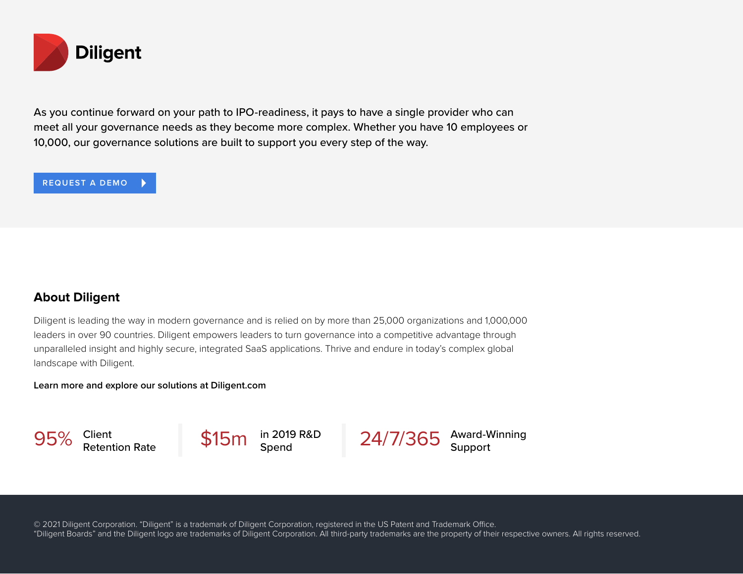Diligent

As you continue forward on your path to IPO-readiness, it pays to have a single provider who can meet all your governance needs as they become more complex. Whether you have 10 employees or 10,000, our governance solutions are built to support you every step of the way.

REQUEST A DEMO

## About Diligent

Diligent is leading the way in modern governance and is relied on by more than 25,000 organizations and 1,000,000 leaders in over 90 countries. Diligent empowers leaders to turn governance into a competitive advantage through unparalleled insight and highly secure, integrated SaaS applications. Thrive and endure in today's complex global landscape with Diligent.

**Learn more and explore our solutions at Diligent.com**

95% Client Retention Rate

$15m in 2019 R&D Spend

24/7/365 Award-Winning Support

© 2021 Diligent Corporation. "Diligent" is a trademark of Diligent Corporation, registered in the US Patent and Trademark Office.
"Diligent Boards" and the Diligent logo are trademarks of Diligent Corporation. All third-party trademarks are the property of their respective owners. All rights reserved.